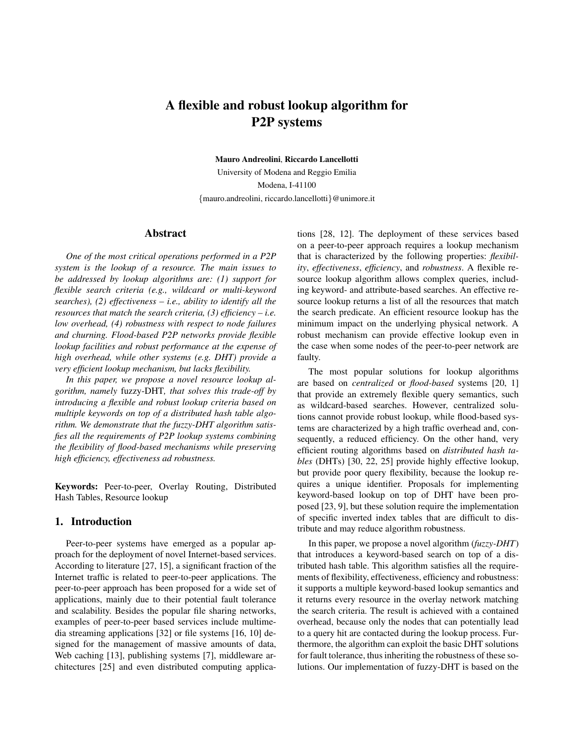# A flexible and robust lookup algorithm for P2P systems

**Mauro Andreolini**, **Riccardo Lancellotti**

University of Modena and Reggio Emilia

Modena, I-41100

{mauro.andreolini, riccardo.lancellotti}@unimore.it

## Abstract

*One of the most critical operations performed in a P2P system is the lookup of a resource. The main issues to be addressed by lookup algorithms are: (1) support for flexible search criteria (e.g., wildcard or multi-keyword searches), (2) effectiveness – i.e., ability to identify all the resources that match the search criteria, (3) efficiency – i.e. low overhead, (4) robustness with respect to node failures and churning. Flood-based P2P networks provide flexible lookup facilities and robust performance at the expense of high overhead, while other systems (e.g. DHT) provide a very efficient lookup mechanism, but lacks flexibility.*

*In this paper, we propose a novel resource lookup algorithm, namely* fuzzy-DHT*, that solves this trade-off by introducing a flexible and robust lookup criteria based on multiple keywords on top of a distributed hash table algorithm. We demonstrate that the fuzzy-DHT algorithm satisfies all the requirements of P2P lookup systems combining the flexibility of flood-based mechanisms while preserving high efficiency, effectiveness ad robustness.*

**Keywords:** Peer-to-peer, Overlay Routing, Distributed Hash Tables, Resource lookup

## 1. Introduction

Peer-to-peer systems have emerged as a popular approach for the deployment of novel Internet-based services. According to literature [27, 15], a significant fraction of the Internet traffic is related to peer-to-peer applications. The peer-to-peer approach has been proposed for a wide set of applications, mainly due to their potential fault tolerance and scalability. Besides the popular file sharing networks, examples of peer-to-peer based services include multimedia streaming applications [32] or file systems [16, 10] designed for the management of massive amounts of data, Web caching [13], publishing systems [7], middleware architectures [25] and even distributed computing applications [28, 12]. The deployment of these services based on a peer-to-peer approach requires a lookup mechanism that is characterized by the following properties: *flexibility*, *effectiveness*, *efficiency*, and *robustness*. A flexible resource lookup algorithm allows complex queries, including keyword- and attribute-based searches. An effective resource lookup returns a list of all the resources that match the search predicate. An efficient resource lookup has the minimum impact on the underlying physical network. A robust mechanism can provide effective lookup even in the case when some nodes of the peer-to-peer network are faulty.

The most popular solutions for lookup algorithms are based on *centralized* or *flood-based* systems [20, 1] that provide an extremely flexible query semantics, such as wildcard-based searches. However, centralized solutions cannot provide robust lookup, while flood-based systems are characterized by a high traffic overhead and, consequently, a reduced efficiency. On the other hand, very efficient routing algorithms based on *distributed hash tables* (DHTs) [30, 22, 25] provide highly effective lookup, but provide poor query flexibility, because the lookup requires a unique identifier. Proposals for implementing keyword-based lookup on top of DHT have been proposed [23, 9], but these solution require the implementation of specific inverted index tables that are difficult to distribute and may reduce algorithm robustness.

In this paper, we propose a novel algorithm (*fuzzy-DHT*) that introduces a keyword-based search on top of a distributed hash table. This algorithm satisfies all the requirements of flexibility, effectiveness, efficiency and robustness: it supports a multiple keyword-based lookup semantics and it returns every resource in the overlay network matching the search criteria. The result is achieved with a contained overhead, because only the nodes that can potentially lead to a query hit are contacted during the lookup process. Furthermore, the algorithm can exploit the basic DHT solutions for fault tolerance, thus inheriting the robustness of these solutions. Our implementation of fuzzy-DHT is based on the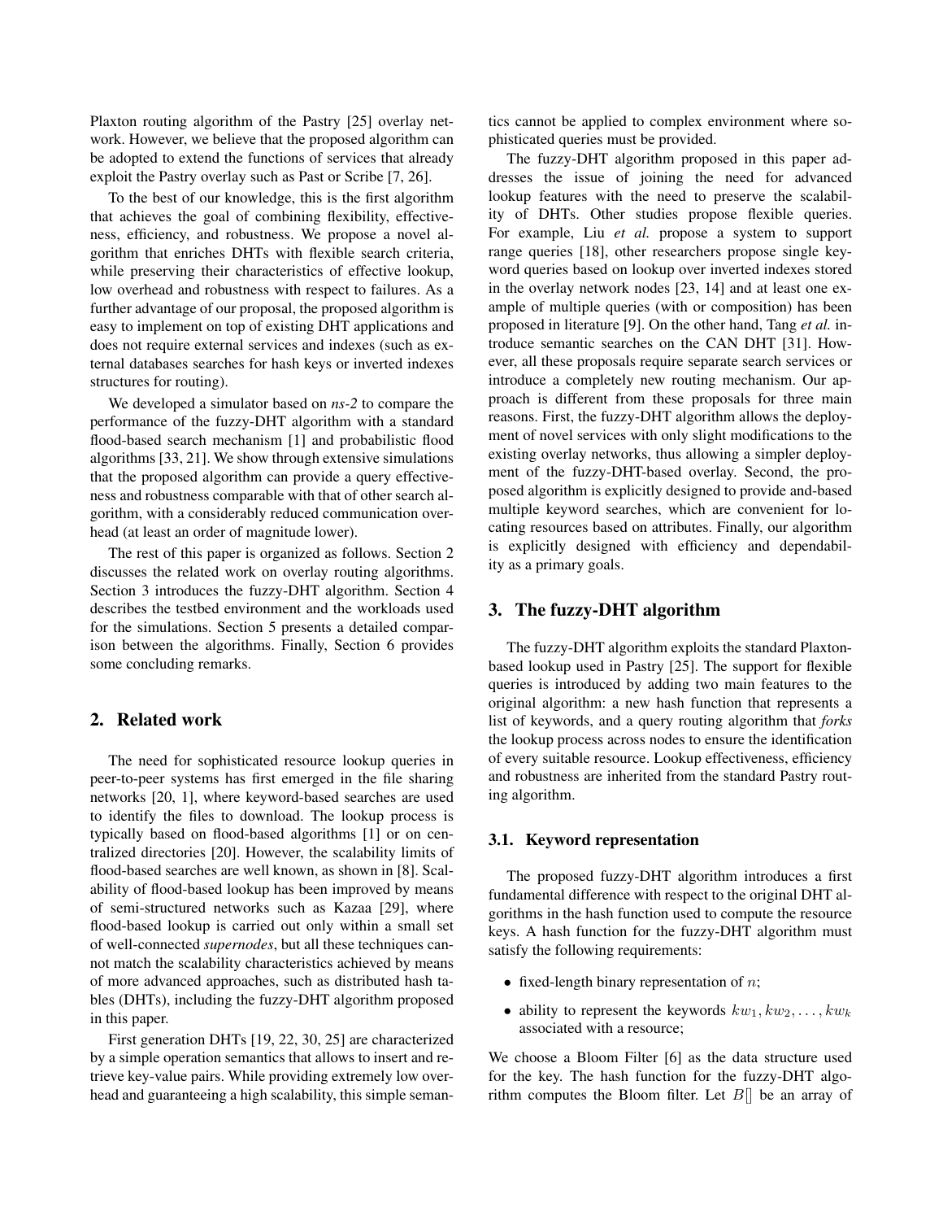Plaxton routing algorithm of the Pastry [25] overlay network. However, we believe that the proposed algorithm can be adopted to extend the functions of services that already exploit the Pastry overlay such as Past or Scribe [7, 26].

To the best of our knowledge, this is the first algorithm that achieves the goal of combining flexibility, effectiveness, efficiency, and robustness. We propose a novel algorithm that enriches DHTs with flexible search criteria, while preserving their characteristics of effective lookup, low overhead and robustness with respect to failures. As a further advantage of our proposal, the proposed algorithm is easy to implement on top of existing DHT applications and does not require external services and indexes (such as external databases searches for hash keys or inverted indexes structures for routing).

We developed a simulator based on *ns-2* to compare the performance of the fuzzy-DHT algorithm with a standard flood-based search mechanism [1] and probabilistic flood algorithms [33, 21]. We show through extensive simulations that the proposed algorithm can provide a query effectiveness and robustness comparable with that of other search algorithm, with a considerably reduced communication overhead (at least an order of magnitude lower).

The rest of this paper is organized as follows. Section 2 discusses the related work on overlay routing algorithms. Section 3 introduces the fuzzy-DHT algorithm. Section 4 describes the testbed environment and the workloads used for the simulations. Section 5 presents a detailed comparison between the algorithms. Finally, Section 6 provides some concluding remarks.

## 2. Related work

The need for sophisticated resource lookup queries in peer-to-peer systems has first emerged in the file sharing networks [20, 1], where keyword-based searches are used to identify the files to download. The lookup process is typically based on flood-based algorithms [1] or on centralized directories [20]. However, the scalability limits of flood-based searches are well known, as shown in [8]. Scalability of flood-based lookup has been improved by means of semi-structured networks such as Kazaa [29], where flood-based lookup is carried out only within a small set of well-connected *supernodes*, but all these techniques cannot match the scalability characteristics achieved by means of more advanced approaches, such as distributed hash tables (DHTs), including the fuzzy-DHT algorithm proposed in this paper.

First generation DHTs [19, 22, 30, 25] are characterized by a simple operation semantics that allows to insert and retrieve key-value pairs. While providing extremely low overhead and guaranteeing a high scalability, this simple semantics cannot be applied to complex environment where sophisticated queries must be provided.

The fuzzy-DHT algorithm proposed in this paper addresses the issue of joining the need for advanced lookup features with the need to preserve the scalability of DHTs. Other studies propose flexible queries. For example, Liu *et al.* propose a system to support range queries [18], other researchers propose single keyword queries based on lookup over inverted indexes stored in the overlay network nodes [23, 14] and at least one example of multiple queries (with or composition) has been proposed in literature [9]. On the other hand, Tang *et al.* introduce semantic searches on the CAN DHT [31]. However, all these proposals require separate search services or introduce a completely new routing mechanism. Our approach is different from these proposals for three main reasons. First, the fuzzy-DHT algorithm allows the deployment of novel services with only slight modifications to the existing overlay networks, thus allowing a simpler deployment of the fuzzy-DHT-based overlay. Second, the proposed algorithm is explicitly designed to provide and-based multiple keyword searches, which are convenient for locating resources based on attributes. Finally, our algorithm is explicitly designed with efficiency and dependability as a primary goals.

## 3. The fuzzy-DHT algorithm

The fuzzy-DHT algorithm exploits the standard Plaxton-based lookup used in Pastry [25]. The support for flexible queries is introduced by adding two main features to the original algorithm: a new hash function that represents a list of keywords, and a query routing algorithm that *forks* the lookup process across nodes to ensure the identification of every suitable resource. Lookup effectiveness, efficiency and robustness are inherited from the standard Pastry routing algorithm.

### 3.1. Keyword representation

The proposed fuzzy-DHT algorithm introduces a first fundamental difference with respect to the original DHT algorithms in the hash function used to compute the resource keys. A hash function for the fuzzy-DHT algorithm must satisfy the following requirements:

- fixed-length binary representation of $n$;
- ability to represent the keywords $kw_1, kw_2, \ldots, kw_k$ associated with a resource;

We choose a Bloom Filter [6] as the data structure used for the key. The hash function for the fuzzy-DHT algorithm computes the Bloom filter. Let $B[]$ be an array of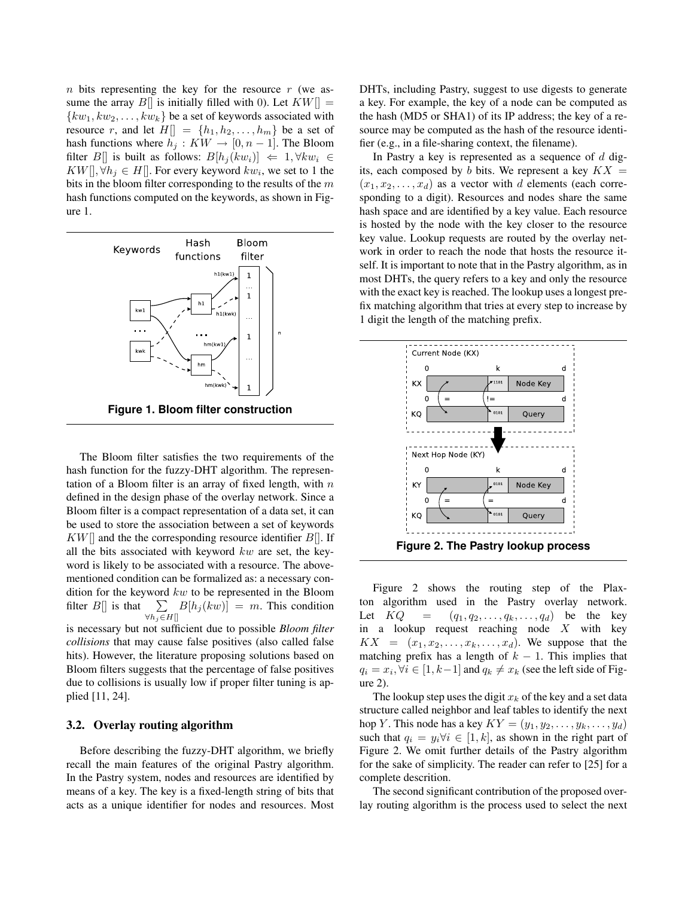$n$ bits representing the key for the resource $r$ (we assume the array $B[]$ is initially filled with 0). Let $KW[] = \{kw_1, kw_2, \ldots, kw_k\}$ be a set of keywords associated with resource $r$, and let $H[] = \{h_1, h_2, \ldots, h_m\}$ be a set of hash functions where $h_j : KW \rightarrow [0, n-1]$. The Bloom filter $B[]$ is built as follows: $B[h_j(kw_i)] \Leftarrow 1, \forall kw_i \in KW[], \forall h_j \in H[]$. For every keyword $kw_i$, we set to 1 the bits in the bloom filter corresponding to the results of the $m$ hash functions computed on the keywords, as shown in Figure 1.

**Figure 1. Bloom filter construction**

The Bloom filter satisfies the two requirements of the hash function for the fuzzy-DHT algorithm. The representation of a Bloom filter is an array of fixed length, with $n$ defined in the design phase of the overlay network. Since a Bloom filter is a compact representation of a data set, it can be used to store the association between a set of keywords $KW[]$ and the the corresponding resource identifier $B[]$. If all the bits associated with keyword $kw$ are set, the keyword is likely to be associated with a resource. The above-mentioned condition can be formalized as: a necessary condition for the keyword $kw$ to be represented in the Bloom filter $B[]$ is that $\sum_{\forall h_j \in H[]} B[h_j(kw)] = m$. This condition is necessary but not sufficient due to possible *Bloom filter collisions* that may cause false positives (also called false hits). However, the literature proposing solutions based on Bloom filters suggests that the percentage of false positives due to collisions is usually low if proper filter tuning is applied [11, 24].

### 3.2. Overlay routing algorithm

Before describing the fuzzy-DHT algorithm, we briefly recall the main features of the original Pastry algorithm. In the Pastry system, nodes and resources are identified by means of a key. The key is a fixed-length string of bits that acts as a unique identifier for nodes and resources. Most DHTs, including Pastry, suggest to use digests to generate a key. For example, the key of a node can be computed as the hash (MD5 or SHA1) of its IP address; the key of a resource may be computed as the hash of the resource identifier (e.g., in a file-sharing context, the filename).

In Pastry a key is represented as a sequence of $d$ digits, each composed by $b$ bits. We represent a key $KX = (x_1, x_2, \ldots, x_d)$ as a vector with $d$ elements (each corresponding to a digit). Resources and nodes share the same hash space and are identified by a key value. Each resource is hosted by the node with the key closer to the resource key value. Lookup requests are routed by the overlay network in order to reach the node that hosts the resource itself. It is important to note that in the Pastry algorithm, as in most DHTs, the query refers to a key and only the resource with the exact key is reached. The lookup uses a longest prefix matching algorithm that tries at every step to increase by 1 digit the length of the matching prefix.

**Figure 2. The Pastry lookup process**

Figure 2 shows the routing step of the Plaxton algorithm used in the Pastry overlay network. Let $KQ = (q_1, q_2, \ldots, q_k, \ldots, q_d)$ be the key in a lookup request reaching node $X$ with key $KX = (x_1, x_2, \ldots, x_k, \ldots, x_d)$. We suppose that the matching prefix has a length of $k-1$. This implies that $q_i = x_i, \forall i \in [1, k-1]$ and $q_k \neq x_k$ (see the left side of Figure 2).

The lookup step uses the digit $x_k$ of the key and a set data structure called neighbor and leaf tables to identify the next hop $Y$. This node has a key $KY = (y_1, y_2, \ldots, y_k, \ldots, y_d)$ such that $q_i = y_i \forall i \in [1, k]$, as shown in the right part of Figure 2. We omit further details of the Pastry algorithm for the sake of simplicity. The reader can refer to [25] for a complete descrition.

The second significant contribution of the proposed overlay routing algorithm is the process used to select the next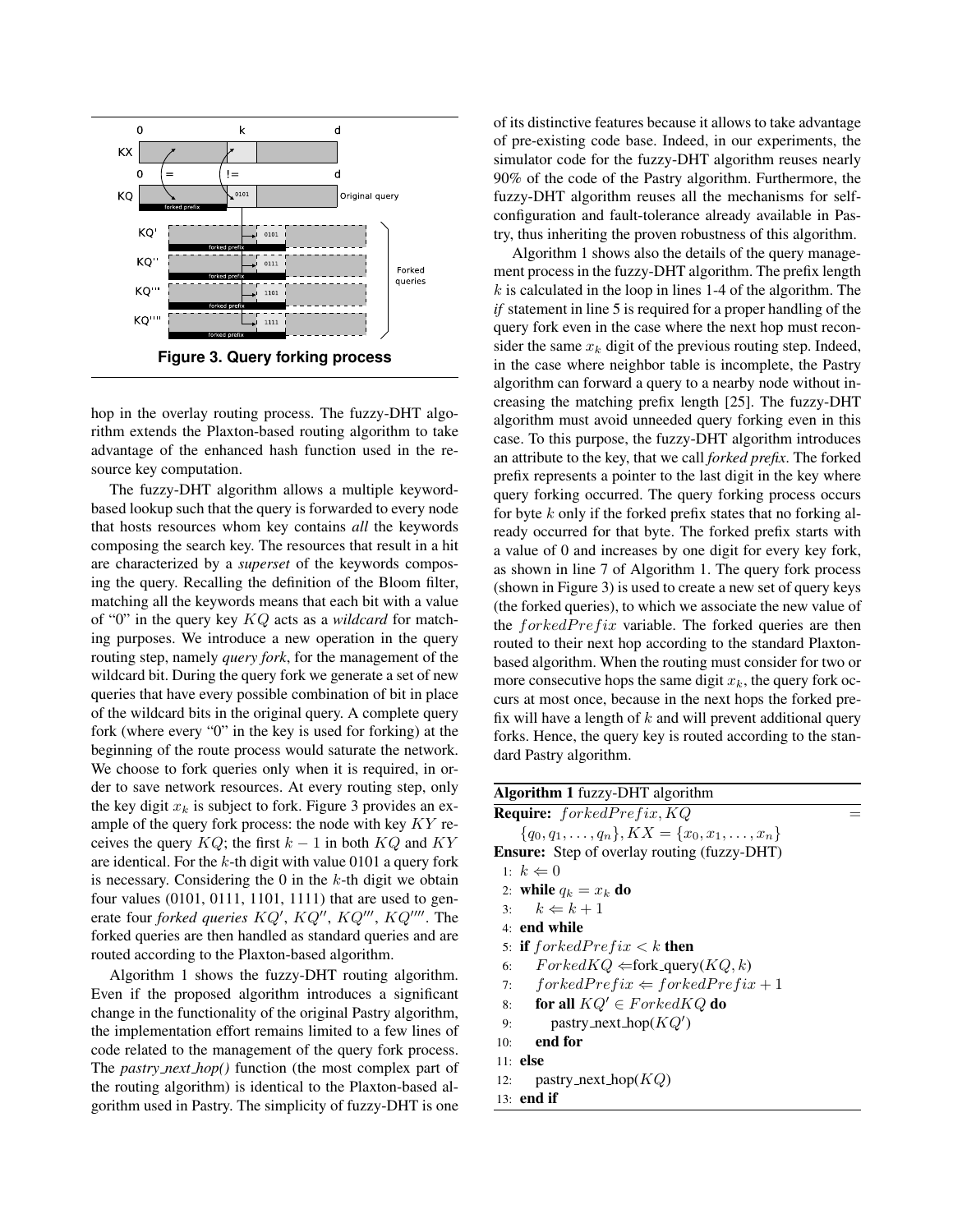Figure 3. Query forking process

hop in the overlay routing process. The fuzzy-DHT algorithm extends the Plaxton-based routing algorithm to take advantage of the enhanced hash function used in the resource key computation.

The fuzzy-DHT algorithm allows a multiple keyword-based lookup such that the query is forwarded to every node that hosts resources whom key contains *all* the keywords composing the search key. The resources that result in a hit are characterized by a *superset* of the keywords composing the query. Recalling the definition of the Bloom filter, matching all the keywords means that each bit with a value of "0" in the query key $KQ$ acts as a *wildcard* for matching purposes. We introduce a new operation in the query routing step, namely *query fork*, for the management of the wildcard bit. During the query fork we generate a set of new queries that have every possible combination of bit in place of the wildcard bits in the original query. A complete query fork (where every "0" in the key is used for forking) at the beginning of the route process would saturate the network. We choose to fork queries only when it is required, in order to save network resources. At every routing step, only the key digit $x_k$ is subject to fork. Figure 3 provides an example of the query fork process: the node with key $KY$ receives the query $KQ$; the first $k-1$ in both $KQ$ and $KY$ are identical. For the $k$-th digit with value 0101 a query fork is necessary. Considering the 0 in the $k$-th digit we obtain four values (0101, 0111, 1101, 1111) that are used to generate four *forked queries* $KQ'$, $KQ''$, $KQ'''$, $KQ''''$. The forked queries are then handled as standard queries and are routed according to the Plaxton-based algorithm.

Algorithm 1 shows the fuzzy-DHT routing algorithm. Even if the proposed algorithm introduces a significant change in the functionality of the original Pastry algorithm, the implementation effort remains limited to a few lines of code related to the management of the query fork process. The *pastry_next_hop()* function (the most complex part of the routing algorithm) is identical to the Plaxton-based algorithm used in Pastry. The simplicity of fuzzy-DHT is one of its distinctive features because it allows to take advantage of pre-existing code base. Indeed, in our experiments, the simulator code for the fuzzy-DHT algorithm reuses nearly 90% of the code of the Pastry algorithm. Furthermore, the fuzzy-DHT algorithm reuses all the mechanisms for self-configuration and fault-tolerance already available in Pastry, thus inheriting the proven robustness of this algorithm.

Algorithm 1 shows also the details of the query management process in the fuzzy-DHT algorithm. The prefix length $k$ is calculated in the loop in lines 1-4 of the algorithm. The *if* statement in line 5 is required for a proper handling of the query fork even in the case where the next hop must reconsider the same $x_k$ digit of the previous routing step. Indeed, in the case where neighbor table is incomplete, the Pastry algorithm can forward a query to a nearby node without increasing the matching prefix length [25]. The fuzzy-DHT algorithm must avoid unneeded query forking even in this case. To this purpose, the fuzzy-DHT algorithm introduces an attribute to the key, that we call *forked prefix*. The forked prefix represents a pointer to the last digit in the key where query forking occurred. The query forking process occurs for byte $k$ only if the forked prefix states that no forking already occurred for that byte. The forked prefix starts with a value of 0 and increases by one digit for every key fork, as shown in line 7 of Algorithm 1. The query fork process (shown in Figure 3) is used to create a new set of query keys (the forked queries), to which we associate the new value of the $forkedPrefix$ variable. The forked queries are then routed to their next hop according to the standard Plaxton-based algorithm. When the routing must consider for two or more consecutive hops the same digit $x_k$, the query fork occurs at most once, because in the next hops the forked prefix will have a length of $k$ and will prevent additional query forks. Hence, the query key is routed according to the standard Pastry algorithm.

**Algorithm 1** fuzzy-DHT algorithm

**Require:** $forkedPrefix, KQ = \{q_0, q_1, \ldots, q_n\}, KX = \{x_0, x_1, \ldots, x_n\}$
**Ensure:** Step of overlay routing (fuzzy-DHT)

```
1:  k ⇐ 0
2:  while q_k = x_k do
3:      k ⇐ k + 1
4:  end while
5:  if forkedPrefix < k then
6:      ForkedKQ ⇐ fork_query(KQ, k)
7:      forkedPrefix ⇐ forkedPrefix + 1
8:      for all KQ' ∈ ForkedKQ do
9:          pastry_next_hop(KQ')
10:     end for
11: else
12:     pastry_next_hop(KQ)
13: end if
```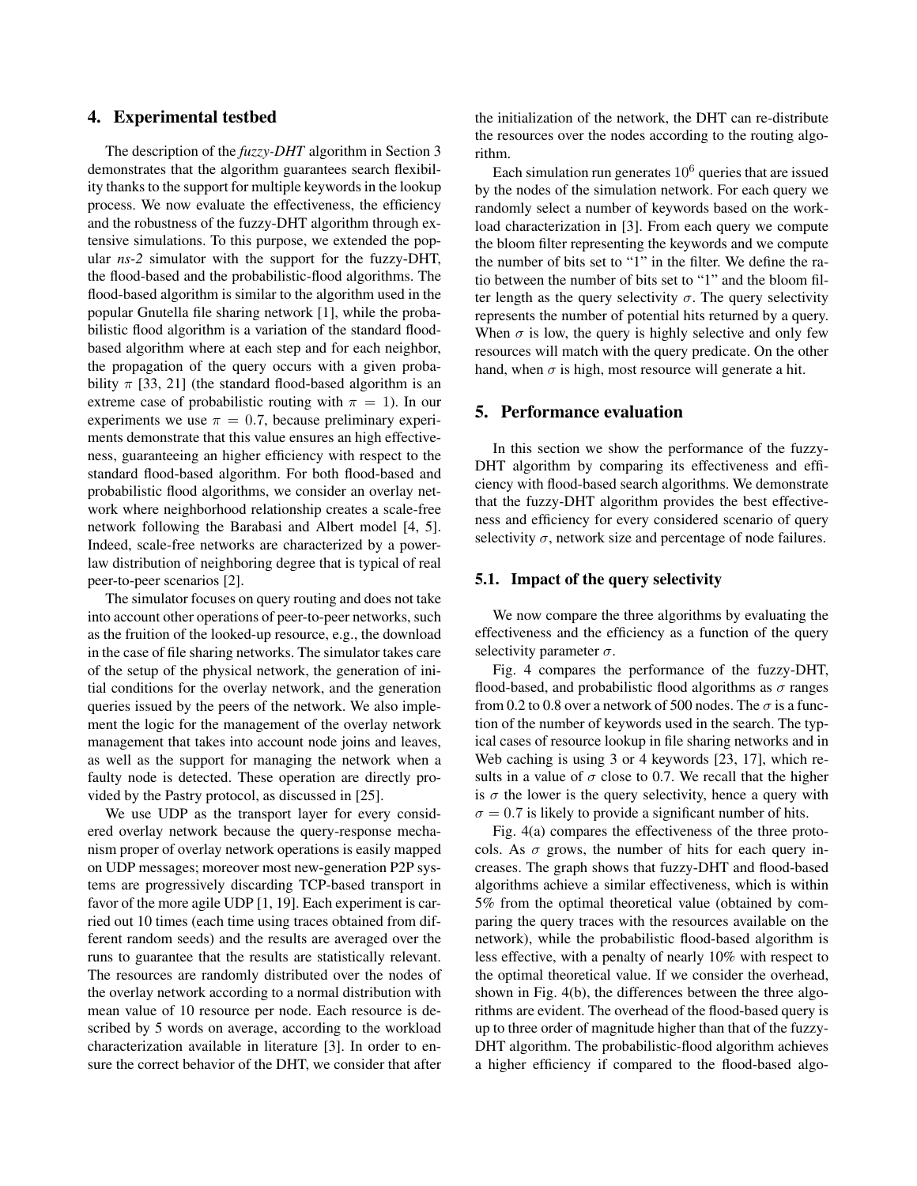## 4. Experimental testbed

The description of the *fuzzy-DHT* algorithm in Section 3 demonstrates that the algorithm guarantees search flexibility thanks to the support for multiple keywords in the lookup process. We now evaluate the effectiveness, the efficiency and the robustness of the fuzzy-DHT algorithm through extensive simulations. To this purpose, we extended the popular *ns-2* simulator with the support for the fuzzy-DHT, the flood-based and the probabilistic-flood algorithms. The flood-based algorithm is similar to the algorithm used in the popular Gnutella file sharing network [1], while the probabilistic flood algorithm is a variation of the standard flood-based algorithm where at each step and for each neighbor, the propagation of the query occurs with a given probability $\pi$ [33, 21] (the standard flood-based algorithm is an extreme case of probabilistic routing with $\pi = 1$). In our experiments we use $\pi = 0.7$, because preliminary experiments demonstrate that this value ensures an high effectiveness, guaranteeing an higher efficiency with respect to the standard flood-based algorithm. For both flood-based and probabilistic flood algorithms, we consider an overlay network where neighborhood relationship creates a scale-free network following the Barabasi and Albert model [4, 5]. Indeed, scale-free networks are characterized by a power-law distribution of neighboring degree that is typical of real peer-to-peer scenarios [2].

The simulator focuses on query routing and does not take into account other operations of peer-to-peer networks, such as the fruition of the looked-up resource, e.g., the download in the case of file sharing networks. The simulator takes care of the setup of the physical network, the generation of initial conditions for the overlay network, and the generation queries issued by the peers of the network. We also implement the logic for the management of the overlay network management that takes into account node joins and leaves, as well as the support for managing the network when a faulty node is detected. These operation are directly provided by the Pastry protocol, as discussed in [25].

We use UDP as the transport layer for every considered overlay network because the query-response mechanism proper of overlay network operations is easily mapped on UDP messages; moreover most new-generation P2P systems are progressively discarding TCP-based transport in favor of the more agile UDP [1, 19]. Each experiment is carried out 10 times (each time using traces obtained from different random seeds) and the results are averaged over the runs to guarantee that the results are statistically relevant. The resources are randomly distributed over the nodes of the overlay network according to a normal distribution with mean value of 10 resource per node. Each resource is described by 5 words on average, according to the workload characterization available in literature [3]. In order to ensure the correct behavior of the DHT, we consider that after the initialization of the network, the DHT can re-distribute the resources over the nodes according to the routing algorithm.

Each simulation run generates $10^6$ queries that are issued by the nodes of the simulation network. For each query we randomly select a number of keywords based on the workload characterization in [3]. From each query we compute the bloom filter representing the keywords and we compute the number of bits set to "1" in the filter. We define the ratio between the number of bits set to "1" and the bloom filter length as the query selectivity $\sigma$. The query selectivity represents the number of potential hits returned by a query. When $\sigma$ is low, the query is highly selective and only few resources will match with the query predicate. On the other hand, when $\sigma$ is high, most resource will generate a hit.

## 5. Performance evaluation

In this section we show the performance of the fuzzy-DHT algorithm by comparing its effectiveness and efficiency with flood-based search algorithms. We demonstrate that the fuzzy-DHT algorithm provides the best effectiveness and efficiency for every considered scenario of query selectivity $\sigma$, network size and percentage of node failures.

### 5.1. Impact of the query selectivity

We now compare the three algorithms by evaluating the effectiveness and the efficiency as a function of the query selectivity parameter $\sigma$.

Fig. 4 compares the performance of the fuzzy-DHT, flood-based, and probabilistic flood algorithms as $\sigma$ ranges from 0.2 to 0.8 over a network of 500 nodes. The $\sigma$ is a function of the number of keywords used in the search. The typical cases of resource lookup in file sharing networks and in Web caching is using 3 or 4 keywords [23, 17], which results in a value of $\sigma$ close to 0.7. We recall that the higher is $\sigma$ the lower is the query selectivity, hence a query with $\sigma = 0.7$ is likely to provide a significant number of hits.

Fig. 4(a) compares the effectiveness of the three protocols. As $\sigma$ grows, the number of hits for each query increases. The graph shows that fuzzy-DHT and flood-based algorithms achieve a similar effectiveness, which is within 5% from the optimal theoretical value (obtained by comparing the query traces with the resources available on the network), while the probabilistic flood-based algorithm is less effective, with a penalty of nearly 10% with respect to the optimal theoretical value. If we consider the overhead, shown in Fig. 4(b), the differences between the three algorithms are evident. The overhead of the flood-based query is up to three order of magnitude higher than that of the fuzzy-DHT algorithm. The probabilistic-flood algorithm achieves a higher efficiency if compared to the flood-based algo-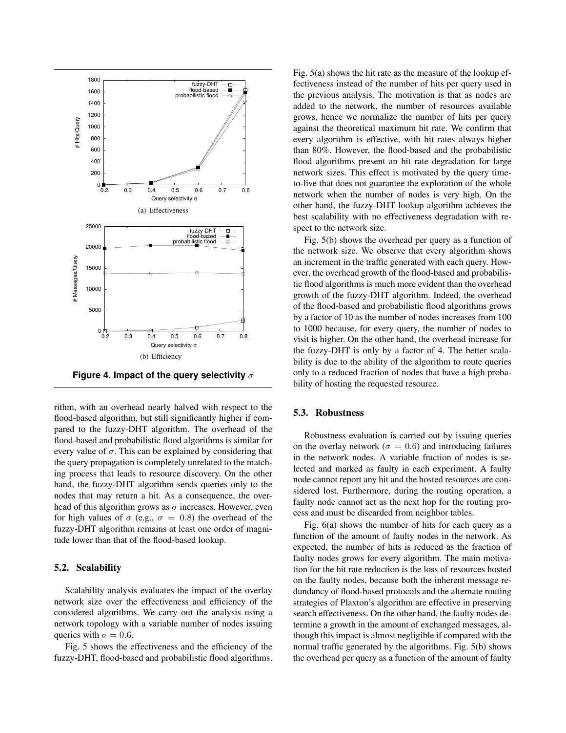(a) Effectiveness

(b) Efficiency

**Figure 4. Impact of the query selectivity $\sigma$**

rithm, with an overhead nearly halved with respect to the flood-based algorithm, but still significantly higher if compared to the fuzzy-DHT algorithm. The overhead of the flood-based and probabilistic flood algorithms is similar for every value of $\sigma$. This can be explained by considering that the query propagation is completely unrelated to the matching process that leads to resource discovery. On the other hand, the fuzzy-DHT algorithm sends queries only to the nodes that may return a hit. As a consequence, the overhead of this algorithm grows as $\sigma$ increases. However, even for high values of $\sigma$ (e.g., $\sigma = 0.8$) the overhead of the fuzzy-DHT algorithm remains at least one order of magnitude lower than that of the flood-based lookup.

### 5.2. Scalability

Scalability analysis evaluates the impact of the overlay network size over the effectiveness and efficiency of the considered algorithms. We carry out the analysis using a network topology with a variable number of nodes issuing queries with $\sigma = 0.6$.

Fig. 5 shows the effectiveness and the efficiency of the fuzzy-DHT, flood-based and probabilistic flood algorithms. Fig. 5(a) shows the hit rate as the measure of the lookup effectiveness instead of the number of hits per query used in the previous analysis. The motivation is that as nodes are added to the network, the number of resources available grows, hence we normalize the number of hits per query against the theoretical maximum hit rate. We confirm that every algorithm is effective, with hit rates always higher than 80%. However, the flood-based and the probabilistic flood algorithms present an hit rate degradation for large network sizes. This effect is motivated by the query time-to-live that does not guarantee the exploration of the whole network when the number of nodes is very high. On the other hand, the fuzzy-DHT lookup algorithm achieves the best scalability with no effectiveness degradation with respect to the network size.

Fig. 5(b) shows the overhead per query as a function of the network size. We observe that every algorithm shows an increment in the traffic generated with each query. However, the overhead growth of the flood-based and probabilistic flood algorithms is much more evident than the overhead growth of the fuzzy-DHT algorithm. Indeed, the overhead of the flood-based and probabilistic flood algorithms grows by a factor of 10 as the number of nodes increases from 100 to 1000 because, for every query, the number of nodes to visit is higher. On the other hand, the overhead increase for the fuzzy-DHT is only by a factor of 4. The better scalability is due to the ability of the algorithm to route queries only to a reduced fraction of nodes that have a high probability of hosting the requested resource.

### 5.3. Robustness

Robustness evaluation is carried out by issuing queries on the overlay network ($\sigma = 0.6$) and introducing failures in the network nodes. A variable fraction of nodes is selected and marked as faulty in each experiment. A faulty node cannot report any hit and the hosted resources are considered lost. Furthermore, during the routing operation, a faulty node cannot act as the next hop for the routing process and must be discarded from neighbor tables.

Fig. 6(a) shows the number of hits for each query as a function of the amount of faulty nodes in the network. As expected, the number of hits is reduced as the fraction of faulty nodes grows for every algorithm. The main motivation for the hit rate reduction is the loss of resources hosted on the faulty nodes, because both the inherent message redundancy of flood-based protocols and the alternate routing strategies of Plaxton's algorithm are effective in preserving search effectiveness. On the other hand, the faulty nodes determine a growth in the amount of exchanged messages, although this impact is almost negligible if compared with the normal traffic generated by the algorithms. Fig. 5(b) shows the overhead per query as a function of the amount of faulty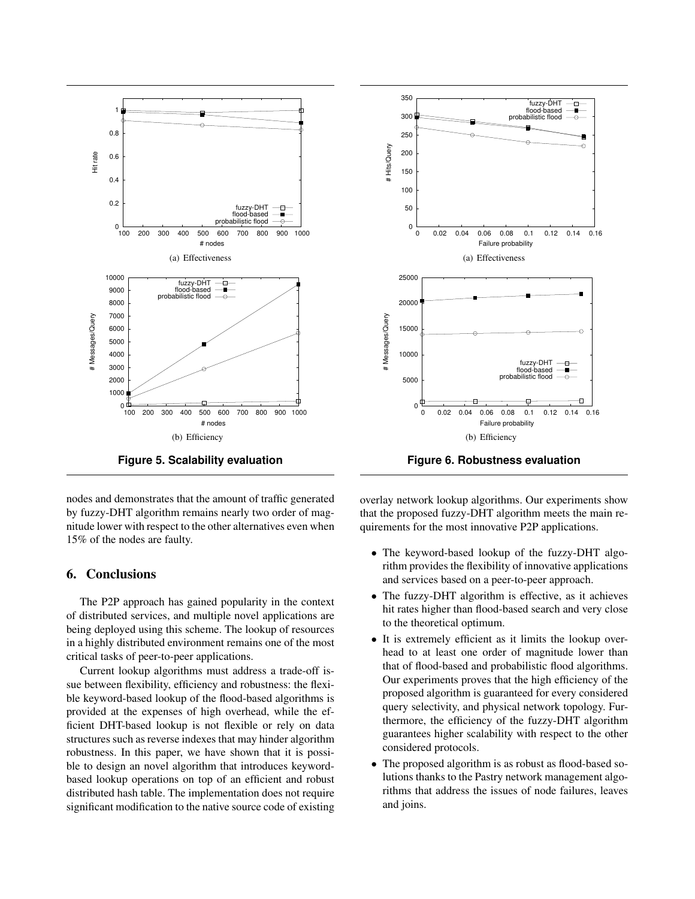(a) Effectiveness

(b) Efficiency

**Figure 5. Scalability evaluation**

(a) Effectiveness

(b) Efficiency

**Figure 6. Robustness evaluation**

nodes and demonstrates that the amount of traffic generated by fuzzy-DHT algorithm remains nearly two order of magnitude lower with respect to the other alternatives even when 15% of the nodes are faulty.

## 6. Conclusions

The P2P approach has gained popularity in the context of distributed services, and multiple novel applications are being deployed using this scheme. The lookup of resources in a highly distributed environment remains one of the most critical tasks of peer-to-peer applications.

Current lookup algorithms must address a trade-off issue between flexibility, efficiency and robustness: the flexible keyword-based lookup of the flood-based algorithms is provided at the expenses of high overhead, while the efficient DHT-based lookup is not flexible or rely on data structures such as reverse indexes that may hinder algorithm robustness. In this paper, we have shown that it is possible to design an novel algorithm that introduces keyword-based lookup operations on top of an efficient and robust distributed hash table. The implementation does not require significant modification to the native source code of existing overlay network lookup algorithms. Our experiments show that the proposed fuzzy-DHT algorithm meets the main requirements for the most innovative P2P applications.

- The keyword-based lookup of the fuzzy-DHT algorithm provides the flexibility of innovative applications and services based on a peer-to-peer approach.
- The fuzzy-DHT algorithm is effective, as it achieves hit rates higher than flood-based search and very close to the theoretical optimum.
- It is extremely efficient as it limits the lookup overhead to at least one order of magnitude lower than that of flood-based and probabilistic flood algorithms. Our experiments proves that the high efficiency of the proposed algorithm is guaranteed for every considered query selectivity, and physical network topology. Furthermore, the efficiency of the fuzzy-DHT algorithm guarantees higher scalability with respect to the other considered protocols.
- The proposed algorithm is as robust as flood-based solutions thanks to the Pastry network management algorithms that address the issues of node failures, leaves and joins.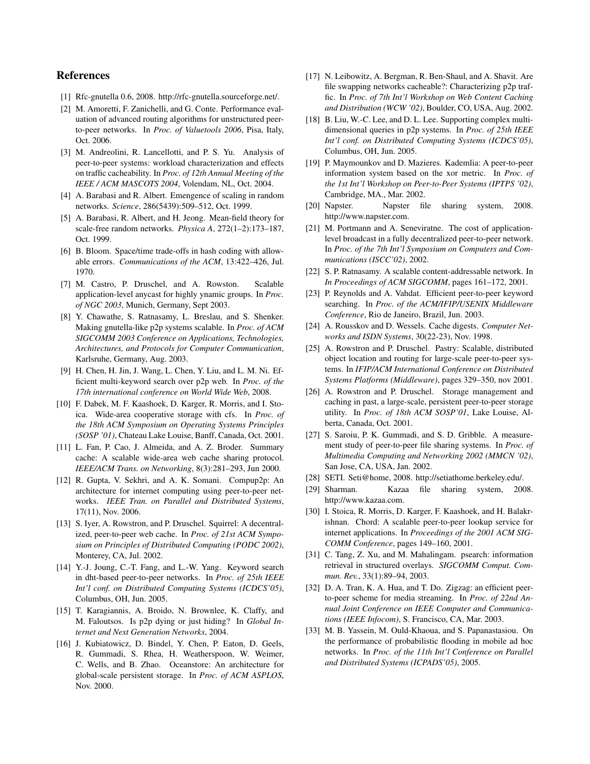## References

[1] Rfc-gnutella 0.6, 2008. http://rfc-gnutella.sourceforge.net/.

[2] M. Amoretti, F. Zanichelli, and G. Conte. Performance evaluation of advanced routing algorithms for unstructured peer-to-peer networks. In *Proc. of Valuetools 2006*, Pisa, Italy, Oct. 2006.

[3] M. Andreolini, R. Lancellotti, and P. S. Yu. Analysis of peer-to-peer systems: workload characterization and effects on traffic cacheability. In *Proc. of 12th Annual Meeting of the IEEE / ACM MASCOTS 2004*, Volendam, NL, Oct. 2004.

[4] A. Barabasi and R. Albert. Emengence of scaling in random networks. *Science*, 286(5439):509–512, Oct. 1999.

[5] A. Barabasi, R. Albert, and H. Jeong. Mean-field theory for scale-free random networks. *Physica A*, 272(1–2):173–187, Oct. 1999.

[6] B. Bloom. Space/time trade-offs in hash coding with allowable errors. *Communications of the ACM*, 13:422–426, Jul. 1970.

[7] M. Castro, P. Druschel, and A. Rowston. Scalable application-level anycast for highly ynamic groups. In *Proc. of NGC 2003*, Munich, Germany, Sept 2003.

[8] Y. Chawathe, S. Ratnasamy, L. Breslau, and S. Shenker. Making gnutella-like p2p systems scalable. In *Proc. of ACM SIGCOMM 2003 Conference on Applications, Technologies, Architectures, and Protocols for Computer Communication*, Karlsruhe, Germany, Aug. 2003.

[9] H. Chen, H. Jin, J. Wang, L. Chen, Y. Liu, and L. M. Ni. Efficient multi-keyword search over p2p web. In *Proc. of the 17th international conference on World Wide Web*, 2008.

[10] F. Dabek, M. F. Kaashoek, D. Karger, R. Morris, and I. Stoica. Wide-area cooperative storage with cfs. In *Proc. of the 18th ACM Symposium on Operating Systems Principles (SOSP '01)*, Chateau Lake Louise, Banff, Canada, Oct. 2001.

[11] L. Fan, P. Cao, J. Almeida, and A. Z. Broder. Summary cache: A scalable wide-area web cache sharing protocol. *IEEE/ACM Trans. on Networking*, 8(3):281–293, Jun 2000.

[12] R. Gupta, V. Sekhri, and A. K. Somani. Compup2p: An architecture for internet computing using peer-to-peer networks. *IEEE Tran. on Parallel and Distributed Systems*, 17(11), Nov. 2006.

[13] S. Iyer, A. Rowstron, and P. Druschel. Squirrel: A decentralized, peer-to-peer web cache. In *Proc. of 21st ACM Symposium on Principles of Distributed Computing (PODC 2002)*, Monterey, CA, Jul. 2002.

[14] Y.-J. Joung, C.-T. Fang, and L.-W. Yang. Keyword search in dht-based peer-to-peer networks. In *Proc. of 25th IEEE Int'l conf. on Distributed Computing Systems (ICDCS'05)*, Columbus, OH, Jun. 2005.

[15] T. Karagiannis, A. Broido, N. Brownlee, K. Claffy, and M. Faloutsos. Is p2p dying or just hiding? In *Global Internet and Next Generation Networks*, 2004.

[16] J. Kubiatowicz, D. Bindel, Y. Chen, P. Eaton, D. Geels, R. Gummadi, S. Rhea, H. Weatherspoon, W. Weimer, C. Wells, and B. Zhao. Oceanstore: An architecture for global-scale persistent storage. In *Proc. of ACM ASPLOS*, Nov. 2000.

[17] N. Leibowitz, A. Bergman, R. Ben-Shaul, and A. Shavit. Are file swapping networks cacheable?: Characterizing p2p traffic. In *Proc. of 7th Int'l Workshop on Web Content Caching and Distribution (WCW '02)*, Boulder, CO, USA, Aug. 2002.

[18] B. Liu, W.-C. Lee, and D. L. Lee. Supporting complex multi-dimensional queries in p2p systems. In *Proc. of 25th IEEE Int'l conf. on Distributed Computing Systems (ICDCS'05)*, Columbus, OH, Jun. 2005.

[19] P. Maymounkov and D. Mazieres. Kademlia: A peer-to-peer information system based on the xor metric. In *Proc. of the 1st Int'l Workshop on Peer-to-Peer Systems (IPTPS '02)*, Cambridge, MA., Mar. 2002.

[20] Napster. Napster file sharing system, 2008. http://www.napster.com.

[21] M. Portmann and A. Seneviratne. The cost of application-level broadcast in a fully decentralized peer-to-peer network. In *Proc. of the 7th Int'l Symposium on Computers and Communications (ISCC'02)*, 2002.

[22] S. P. Ratnasamy. A scalable content-addressable network. In *In Proceedings of ACM SIGCOMM*, pages 161–172, 2001.

[23] P. Reynolds and A. Vahdat. Efficient peer-to-peer keyword searching. In *Proc. of the ACM/IFIP/USENIX Middleware Conference*, Rio de Janeiro, Brazil, Jun. 2003.

[24] A. Rousskov and D. Wessels. Cache digests. *Computer Networks and ISDN Systems*, 30(22-23), Nov. 1998.

[25] A. Rowstron and P. Druschel. Pastry: Scalable, distributed object location and routing for large-scale peer-to-peer systems. In *IFIP/ACM International Conference on Distributed Systems Platforms (Middleware)*, pages 329–350, nov 2001.

[26] A. Rowstron and P. Druschel. Storage management and caching in past, a large-scale, persistent peer-to-peer storage utility. In *Proc. of 18th ACM SOSP'01*, Lake Louise, Alberta, Canada, Oct. 2001.

[27] S. Saroiu, P. K. Gummadi, and S. D. Gribble. A measurement study of peer-to-peer file sharing systems. In *Proc. of Multimedia Computing and Networking 2002 (MMCN '02)*, San Jose, CA, USA, Jan. 2002.

[28] SETI. Seti@home, 2008. http://setiathome.berkeley.edu/.

[29] Sharman. Kazaa file sharing system, 2008. http://www.kazaa.com.

[30] I. Stoica, R. Morris, D. Karger, F. Kaashoek, and H. Balakrishnan. Chord: A scalable peer-to-peer lookup service for internet applications. In *Proceedings of the 2001 ACM SIGCOMM Conference*, pages 149–160, 2001.

[31] C. Tang, Z. Xu, and M. Mahalingam. psearch: information retrieval in structured overlays. *SIGCOMM Comput. Commun. Rev.*, 33(1):89–94, 2003.

[32] D. A. Tran, K. A. Hua, and T. Do. Zigzag: an efficient peer-to-peer scheme for media streaming. In *Proc. of 22nd Annual Joint Conference on IEEE Computer and Communications (IEEE Infocom)*, S. Francisco, CA, Mar. 2003.

[33] M. B. Yassein, M. Ould-Khaoua, and S. Papanastasiou. On the performance of probabilistic flooding in mobile ad hoc networks. In *Proc. of the 11th Int'l Conference on Parallel and Distributed Systems (ICPADS'05)*, 2005.